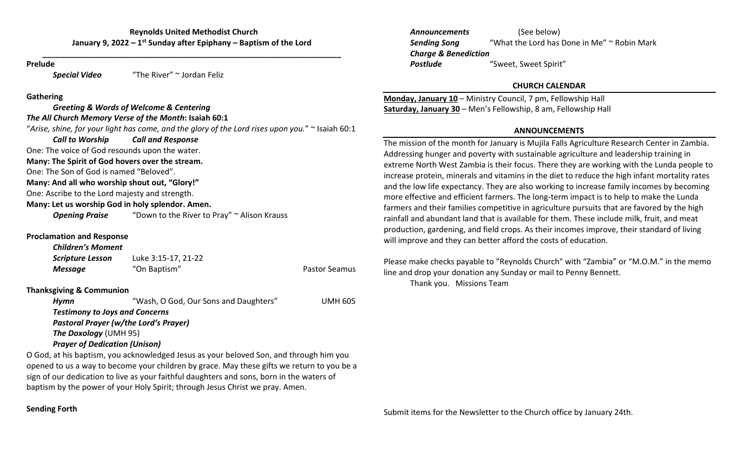**Reynolds United Methodist Church**
**January 9, 2022 – 1st Sunday after Epiphany – Baptism of the Lord**

---

**Prelude**

*Special Video* "The River" ~ Jordan Feliz

**Gathering**

***Greeting & Words of Welcome & Centering***

***The All Church Memory Verse of the Month*: Isaiah 60:1**

"*Arise, shine, for your light has come, and the glory of the Lord rises upon you.*" ~ Isaiah 60:1

***Call to Worship*** ***Call and Response***

One: The voice of God resounds upon the water.
**Many: The Spirit of God hovers over the stream.**
One: The Son of God is named "Beloved".
**Many: And all who worship shout out, "Glory!"**
One: Ascribe to the Lord majesty and strength.
**Many: Let us worship God in holy splendor. Amen.**

***Opening Praise*** "Down to the River to Pray" ~ Alison Krauss

**Proclamation and Response**

***Children's Moment***
***Scripture Lesson*** Luke 3:15-17, 21-22
***Message*** "On Baptism" Pastor Seamus

**Thanksgiving & Communion**

***Hymn*** "Wash, O God, Our Sons and Daughters" UMH 605
***Testimony to Joys and Concerns***
***Pastoral Prayer (w/the Lord's Prayer)***
***The Doxology*** (UMH 95)
***Prayer of Dedication (Unison)***

O God, at his baptism, you acknowledged Jesus as your beloved Son, and through him you opened to us a way to become your children by grace. May these gifts we return to you be a sign of our dedication to live as your faithful daughters and sons, born in the waters of baptism by the power of your Holy Spirit; through Jesus Christ we pray. Amen.

**Sending Forth**

***Announcements*** (See below)
***Sending Song*** "What the Lord has Done in Me" ~ Robin Mark
***Charge & Benediction***
***Postlude*** "Sweet, Sweet Spirit"

**CHURCH CALENDAR**

**Monday, January 10** – Ministry Council, 7 pm, Fellowship Hall
**Saturday, January 30** – Men's Fellowship, 8 am, Fellowship Hall

**ANNOUNCEMENTS**

The mission of the month for January is Mujila Falls Agriculture Research Center in Zambia. Addressing hunger and poverty with sustainable agriculture and leadership training in extreme North West Zambia is their focus. There they are working with the Lunda people to increase protein, minerals and vitamins in the diet to reduce the high infant mortality rates and the low life expectancy. They are also working to increase family incomes by becoming more effective and efficient farmers. The long-term impact is to help to make the Lunda farmers and their families competitive in agriculture pursuits that are favored by the high rainfall and abundant land that is available for them. These include milk, fruit, and meat production, gardening, and field crops. As their incomes improve, their standard of living will improve and they can better afford the costs of education.

Please make checks payable to "Reynolds Church" with "Zambia" or "M.O.M." in the memo line and drop your donation any Sunday or mail to Penny Bennett.
Thank you. Missions Team

Submit items for the Newsletter to the Church office by January 24th.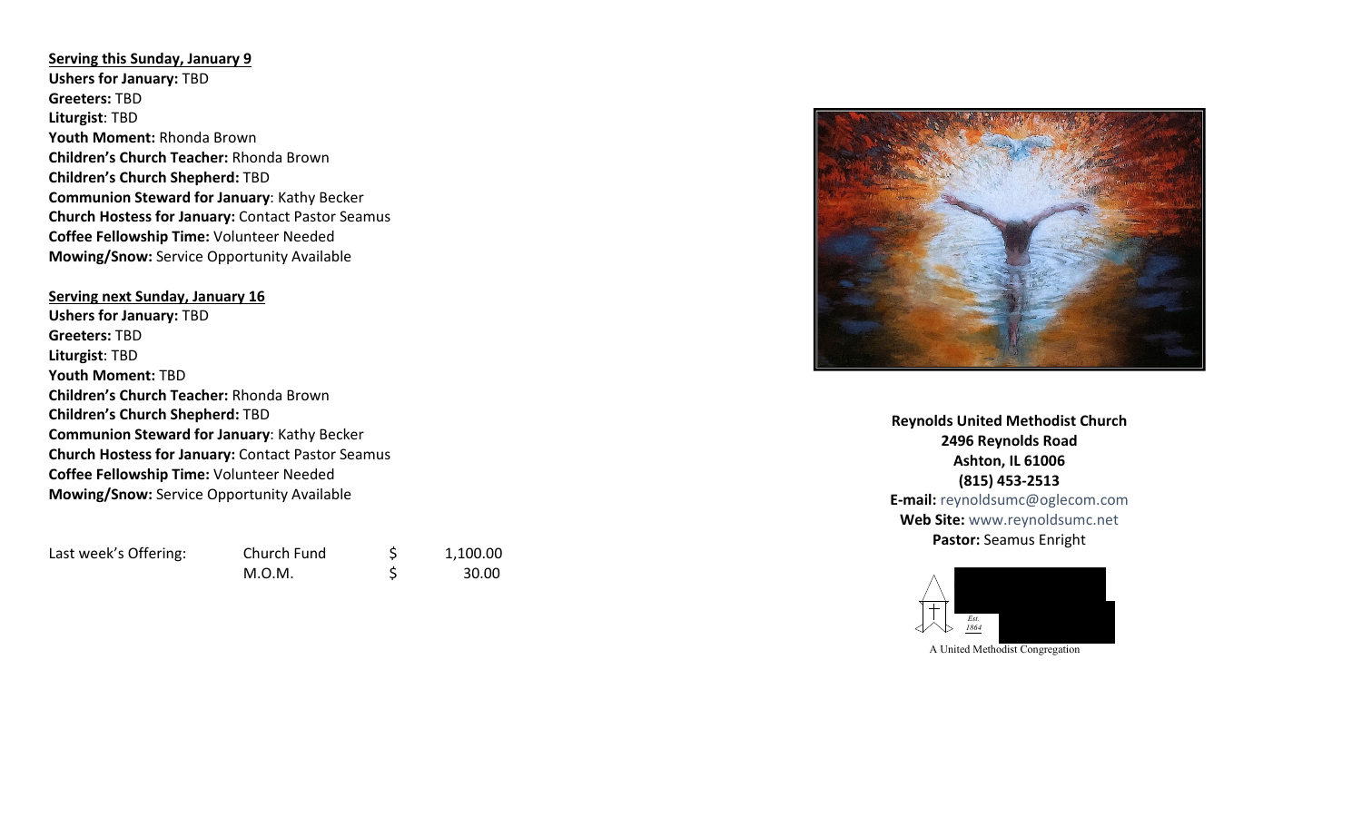**Serving this Sunday, January 9**
**Ushers for January:** TBD
**Greeters:** TBD
**Liturgist**: TBD
**Youth Moment:** Rhonda Brown
**Children's Church Teacher:** Rhonda Brown
**Children's Church Shepherd:** TBD
**Communion Steward for January**: Kathy Becker
**Church Hostess for January:** Contact Pastor Seamus
**Coffee Fellowship Time:** Volunteer Needed
**Mowing/Snow:** Service Opportunity Available

**Serving next Sunday, January 16**
**Ushers for January:** TBD
**Greeters:** TBD
**Liturgist**: TBD
**Youth Moment:** TBD
**Children's Church Teacher:** Rhonda Brown
**Children's Church Shepherd:** TBD
**Communion Steward for January**: Kathy Becker
**Church Hostess for January:** Contact Pastor Seamus
**Coffee Fellowship Time:** Volunteer Needed
**Mowing/Snow:** Service Opportunity Available

| | | | |
|---|---|---|---|
| Last week's Offering: | Church Fund | $ | 1,100.00 |
| | M.O.M. | $ | 30.00 |

**Reynolds United Methodist Church**
**2496 Reynolds Road**
**Ashton, IL 61006**
**(815) 453-2513**
**E-mail:** reynoldsumc@oglecom.com
**Web Site:** www.reynoldsumc.net
**Pastor:** Seamus Enright

*Est. 1864*

A United Methodist Congregation